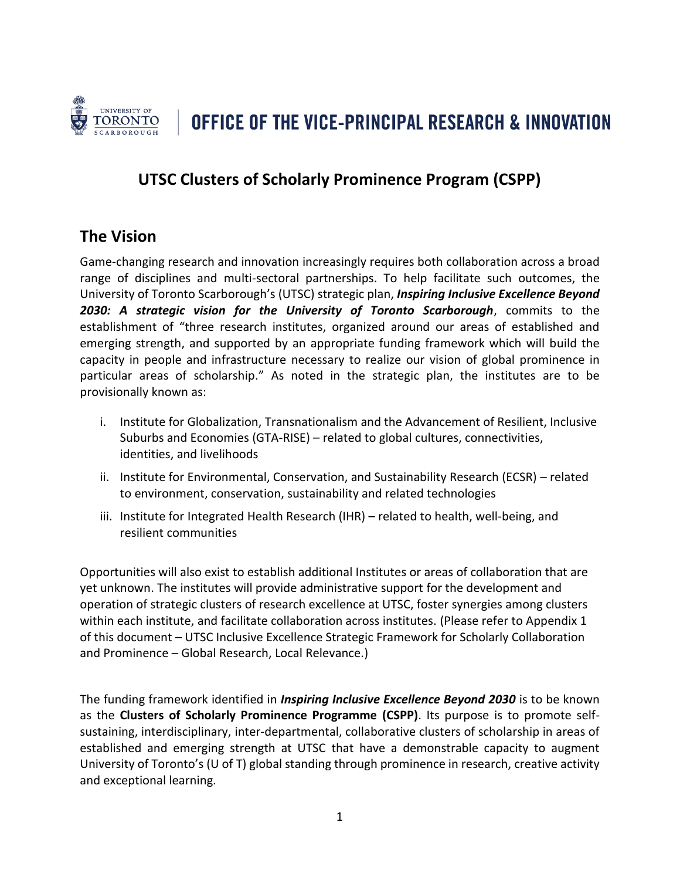OFFICE OF THE VICE-PRINCIPAL RESEARCH & INNOVATION

# UTSC Clusters of Scholarly Prominence Program (CSPP)

## The Vision

Game-changing research and innovation increasingly requires both collaboration across a broad range of disciplines and multi-sectoral partnerships. To help facilitate such outcomes, the University of Toronto Scarborough's (UTSC) strategic plan, ***Inspiring Inclusive Excellence Beyond 2030: A strategic vision for the University of Toronto Scarborough***, commits to the establishment of "three research institutes, organized around our areas of established and emerging strength, and supported by an appropriate funding framework which will build the capacity in people and infrastructure necessary to realize our vision of global prominence in particular areas of scholarship." As noted in the strategic plan, the institutes are to be provisionally known as:

i. Institute for Globalization, Transnationalism and the Advancement of Resilient, Inclusive Suburbs and Economies (GTA-RISE) – related to global cultures, connectivities, identities, and livelihoods

ii. Institute for Environmental, Conservation, and Sustainability Research (ECSR) – related to environment, conservation, sustainability and related technologies

iii. Institute for Integrated Health Research (IHR) – related to health, well-being, and resilient communities

Opportunities will also exist to establish additional Institutes or areas of collaboration that are yet unknown. The institutes will provide administrative support for the development and operation of strategic clusters of research excellence at UTSC, foster synergies among clusters within each institute, and facilitate collaboration across institutes. (Please refer to Appendix 1 of this document – UTSC Inclusive Excellence Strategic Framework for Scholarly Collaboration and Prominence – Global Research, Local Relevance.)

The funding framework identified in ***Inspiring Inclusive Excellence Beyond 2030*** is to be known as the **Clusters of Scholarly Prominence Programme (CSPP)**. Its purpose is to promote self-sustaining, interdisciplinary, inter-departmental, collaborative clusters of scholarship in areas of established and emerging strength at UTSC that have a demonstrable capacity to augment University of Toronto's (U of T) global standing through prominence in research, creative activity and exceptional learning.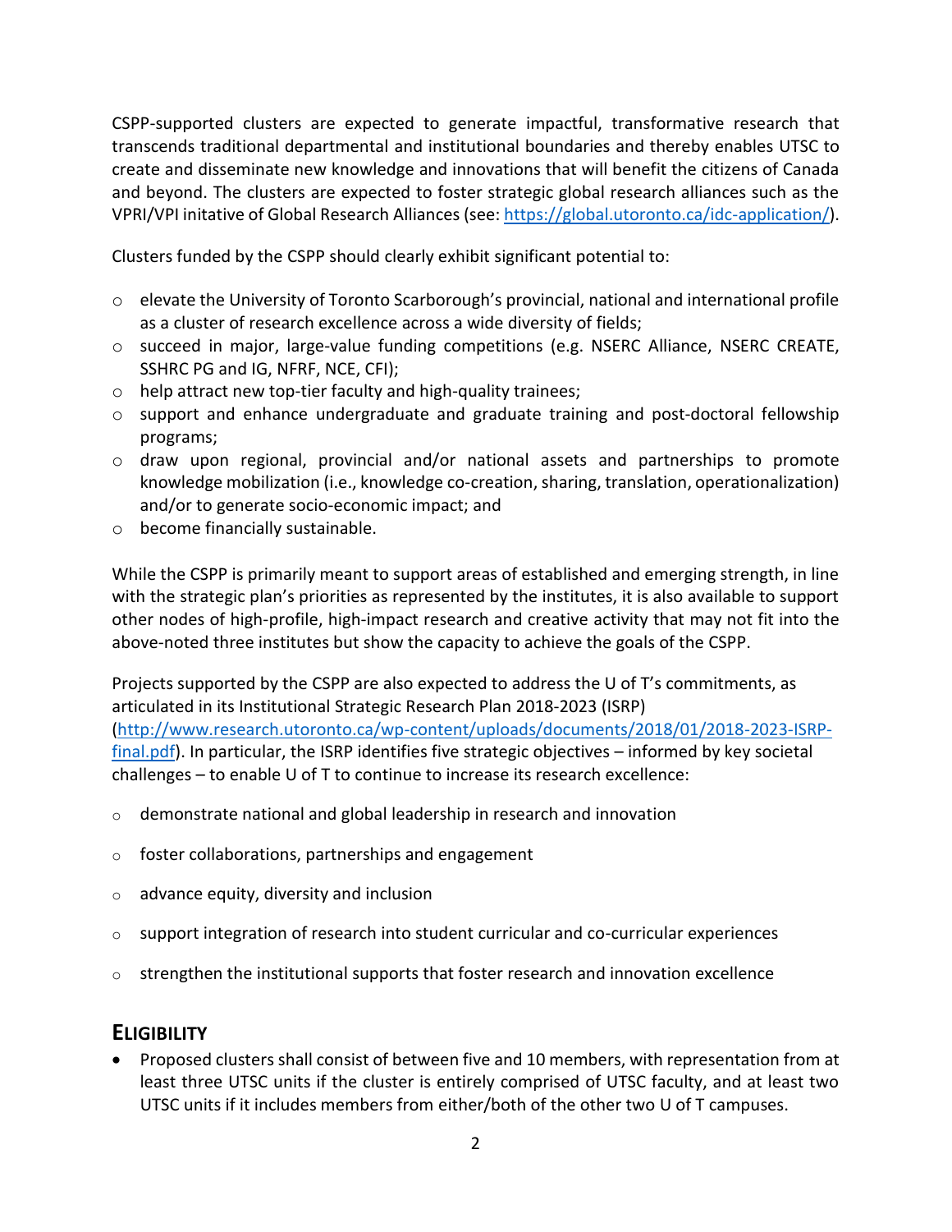CSPP-supported clusters are expected to generate impactful, transformative research that transcends traditional departmental and institutional boundaries and thereby enables UTSC to create and disseminate new knowledge and innovations that will benefit the citizens of Canada and beyond. The clusters are expected to foster strategic global research alliances such as the VPRI/VPI initative of Global Research Alliances (see: [https://global.utoronto.ca/idc-application/](https://global.utoronto.ca/idc-application/)).

Clusters funded by the CSPP should clearly exhibit significant potential to:

- elevate the University of Toronto Scarborough's provincial, national and international profile as a cluster of research excellence across a wide diversity of fields;
- succeed in major, large-value funding competitions (e.g. NSERC Alliance, NSERC CREATE, SSHRC PG and IG, NFRF, NCE, CFI);
- help attract new top-tier faculty and high-quality trainees;
- support and enhance undergraduate and graduate training and post-doctoral fellowship programs;
- draw upon regional, provincial and/or national assets and partnerships to promote knowledge mobilization (i.e., knowledge co-creation, sharing, translation, operationalization) and/or to generate socio-economic impact; and
- become financially sustainable.

While the CSPP is primarily meant to support areas of established and emerging strength, in line with the strategic plan's priorities as represented by the institutes, it is also available to support other nodes of high-profile, high-impact research and creative activity that may not fit into the above-noted three institutes but show the capacity to achieve the goals of the CSPP.

Projects supported by the CSPP are also expected to address the U of T's commitments, as articulated in its Institutional Strategic Research Plan 2018-2023 (ISRP) ([http://www.research.utoronto.ca/wp-content/uploads/documents/2018/01/2018-2023-ISRP-final.pdf](http://www.research.utoronto.ca/wp-content/uploads/documents/2018/01/2018-2023-ISRP-final.pdf)). In particular, the ISRP identifies five strategic objectives – informed by key societal challenges – to enable U of T to continue to increase its research excellence:

- demonstrate national and global leadership in research and innovation
- foster collaborations, partnerships and engagement
- advance equity, diversity and inclusion
- support integration of research into student curricular and co-curricular experiences
- strengthen the institutional supports that foster research and innovation excellence

## ELIGIBILITY

- Proposed clusters shall consist of between five and 10 members, with representation from at least three UTSC units if the cluster is entirely comprised of UTSC faculty, and at least two UTSC units if it includes members from either/both of the other two U of T campuses.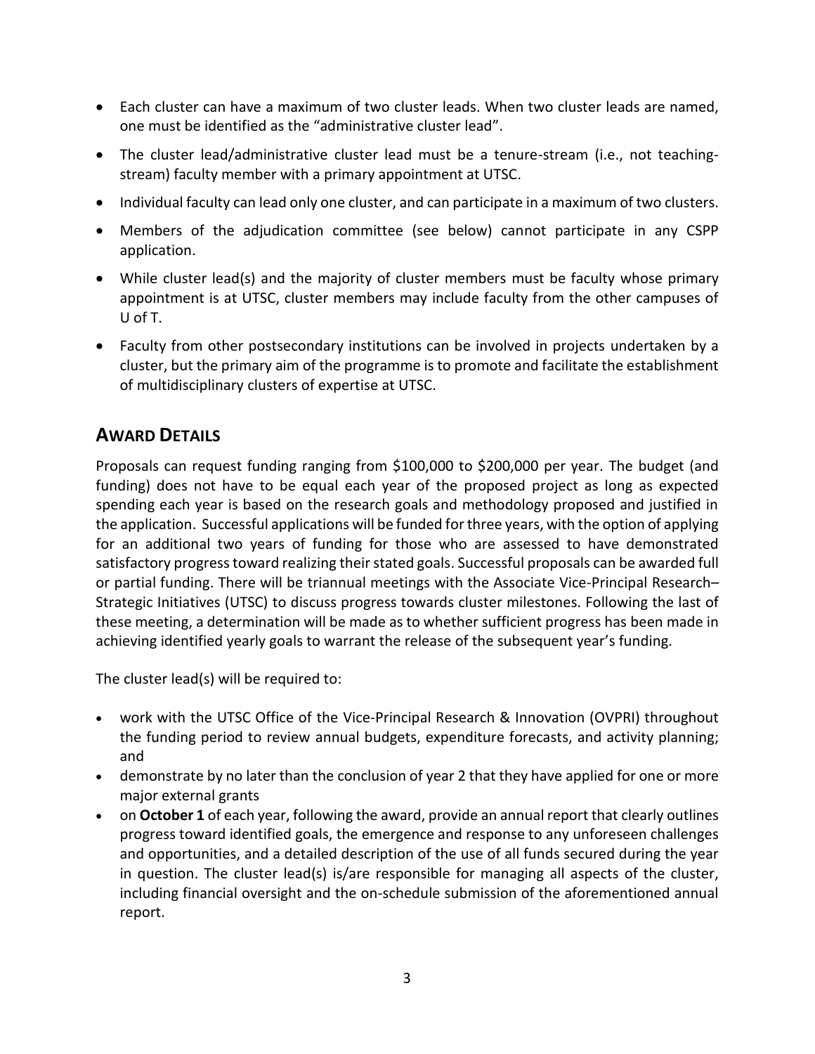- Each cluster can have a maximum of two cluster leads. When two cluster leads are named, one must be identified as the "administrative cluster lead".
- The cluster lead/administrative cluster lead must be a tenure-stream (i.e., not teaching-stream) faculty member with a primary appointment at UTSC.
- Individual faculty can lead only one cluster, and can participate in a maximum of two clusters.
- Members of the adjudication committee (see below) cannot participate in any CSPP application.
- While cluster lead(s) and the majority of cluster members must be faculty whose primary appointment is at UTSC, cluster members may include faculty from the other campuses of U of T.
- Faculty from other postsecondary institutions can be involved in projects undertaken by a cluster, but the primary aim of the programme is to promote and facilitate the establishment of multidisciplinary clusters of expertise at UTSC.

## AWARD DETAILS

Proposals can request funding ranging from $100,000 to $200,000 per year. The budget (and funding) does not have to be equal each year of the proposed project as long as expected spending each year is based on the research goals and methodology proposed and justified in the application. Successful applications will be funded for three years, with the option of applying for an additional two years of funding for those who are assessed to have demonstrated satisfactory progress toward realizing their stated goals. Successful proposals can be awarded full or partial funding. There will be triannual meetings with the Associate Vice-Principal Research–Strategic Initiatives (UTSC) to discuss progress towards cluster milestones. Following the last of these meeting, a determination will be made as to whether sufficient progress has been made in achieving identified yearly goals to warrant the release of the subsequent year's funding.

The cluster lead(s) will be required to:

- work with the UTSC Office of the Vice-Principal Research & Innovation (OVPRI) throughout the funding period to review annual budgets, expenditure forecasts, and activity planning; and
- demonstrate by no later than the conclusion of year 2 that they have applied for one or more major external grants
- on **October 1** of each year, following the award, provide an annual report that clearly outlines progress toward identified goals, the emergence and response to any unforeseen challenges and opportunities, and a detailed description of the use of all funds secured during the year in question. The cluster lead(s) is/are responsible for managing all aspects of the cluster, including financial oversight and the on-schedule submission of the aforementioned annual report.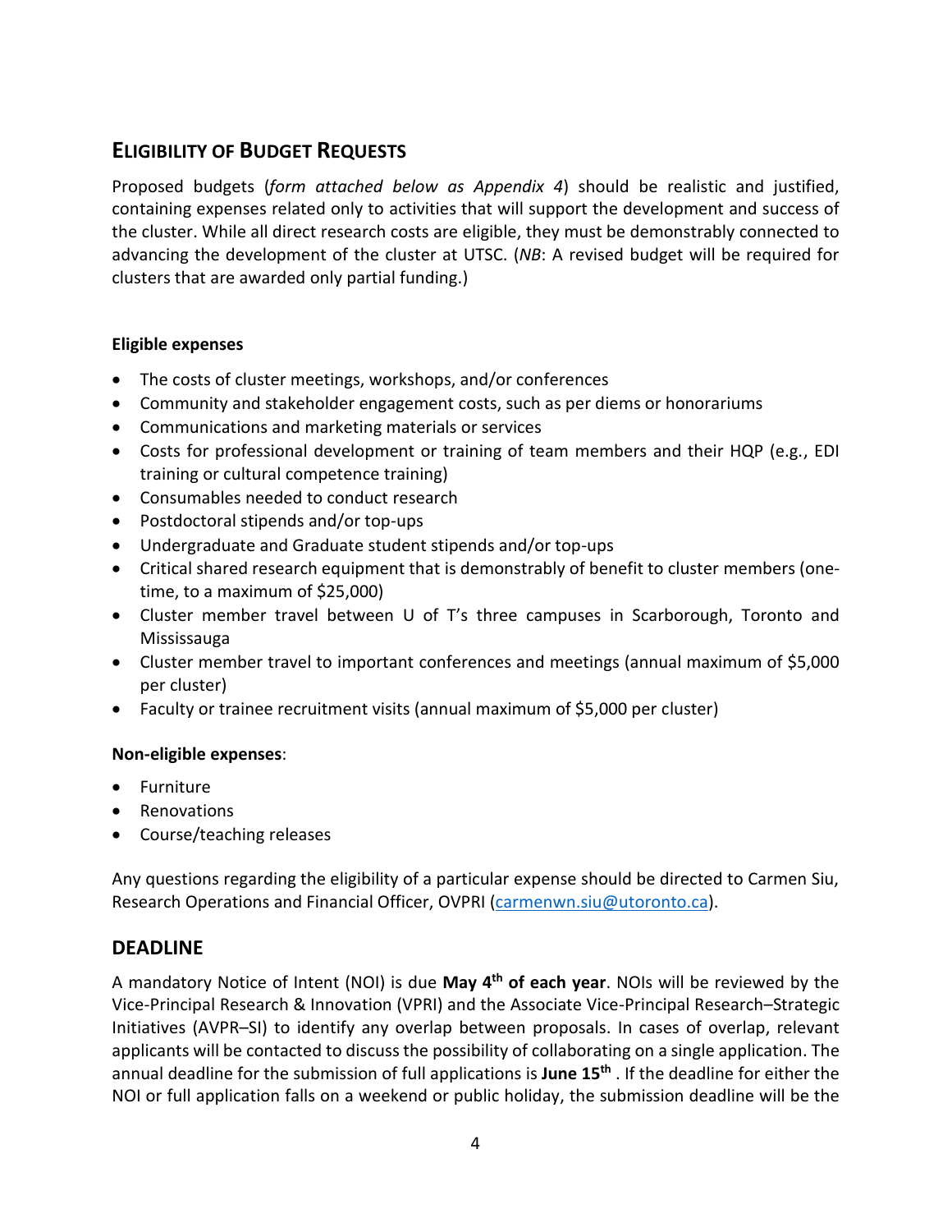## Eligibility of Budget Requests

Proposed budgets (*form attached below as Appendix 4*) should be realistic and justified, containing expenses related only to activities that will support the development and success of the cluster. While all direct research costs are eligible, they must be demonstrably connected to advancing the development of the cluster at UTSC. (*NB*: A revised budget will be required for clusters that are awarded only partial funding.)

**Eligible expenses**

- The costs of cluster meetings, workshops, and/or conferences
- Community and stakeholder engagement costs, such as per diems or honorariums
- Communications and marketing materials or services
- Costs for professional development or training of team members and their HQP (e.g., EDI training or cultural competence training)
- Consumables needed to conduct research
- Postdoctoral stipends and/or top-ups
- Undergraduate and Graduate student stipends and/or top-ups
- Critical shared research equipment that is demonstrably of benefit to cluster members (one-time, to a maximum of $25,000)
- Cluster member travel between U of T's three campuses in Scarborough, Toronto and Mississauga
- Cluster member travel to important conferences and meetings (annual maximum of $5,000 per cluster)
- Faculty or trainee recruitment visits (annual maximum of $5,000 per cluster)

**Non-eligible expenses**:

- Furniture
- Renovations
- Course/teaching releases

Any questions regarding the eligibility of a particular expense should be directed to Carmen Siu, Research Operations and Financial Officer, OVPRI (carmenwn.siu@utoronto.ca).

## DEADLINE

A mandatory Notice of Intent (NOI) is due **May 4th of each year**. NOIs will be reviewed by the Vice-Principal Research & Innovation (VPRI) and the Associate Vice-Principal Research–Strategic Initiatives (AVPR–SI) to identify any overlap between proposals. In cases of overlap, relevant applicants will be contacted to discuss the possibility of collaborating on a single application. The annual deadline for the submission of full applications is **June 15th** . If the deadline for either the NOI or full application falls on a weekend or public holiday, the submission deadline will be the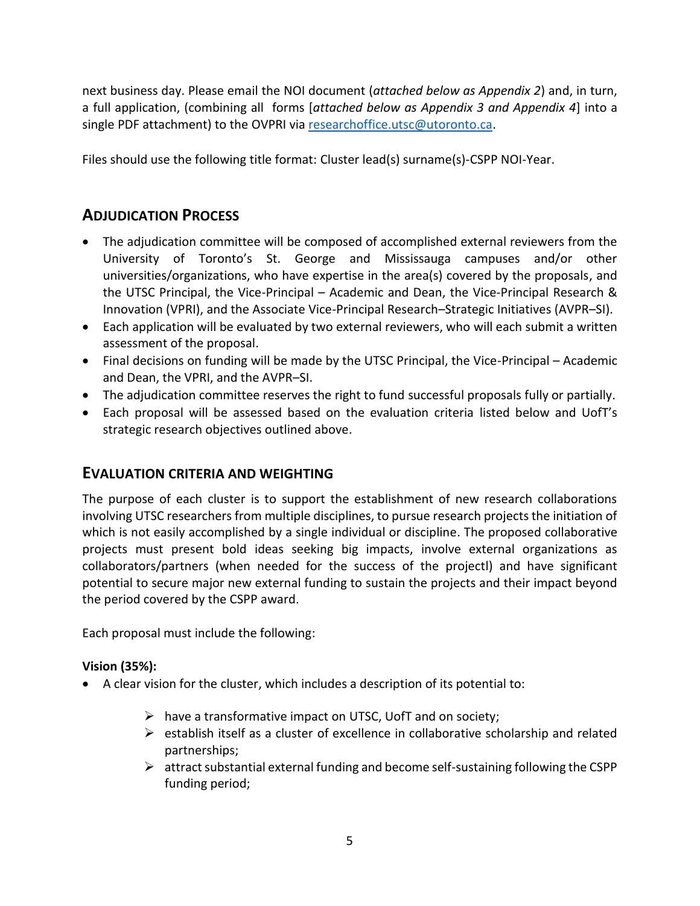next business day. Please email the NOI document (*attached below as Appendix 2*) and, in turn, a full application, (combining all forms [*attached below as Appendix 3 and Appendix 4*] into a single PDF attachment) to the OVPRI via researchoffice.utsc@utoronto.ca.

Files should use the following title format: Cluster lead(s) surname(s)-CSPP NOI-Year.

## ADJUDICATION PROCESS

- The adjudication committee will be composed of accomplished external reviewers from the University of Toronto's St. George and Mississauga campuses and/or other universities/organizations, who have expertise in the area(s) covered by the proposals, and the UTSC Principal, the Vice-Principal – Academic and Dean, the Vice-Principal Research & Innovation (VPRI), and the Associate Vice-Principal Research–Strategic Initiatives (AVPR–SI).
- Each application will be evaluated by two external reviewers, who will each submit a written assessment of the proposal.
- Final decisions on funding will be made by the UTSC Principal, the Vice-Principal – Academic and Dean, the VPRI, and the AVPR–SI.
- The adjudication committee reserves the right to fund successful proposals fully or partially.
- Each proposal will be assessed based on the evaluation criteria listed below and UofT's strategic research objectives outlined above.

## EVALUATION CRITERIA AND WEIGHTING

The purpose of each cluster is to support the establishment of new research collaborations involving UTSC researchers from multiple disciplines, to pursue research projects the initiation of which is not easily accomplished by a single individual or discipline. The proposed collaborative projects must present bold ideas seeking big impacts, involve external organizations as collaborators/partners (when needed for the success of the projectl) and have significant potential to secure major new external funding to sustain the projects and their impact beyond the period covered by the CSPP award.

Each proposal must include the following:

**Vision (35%):**

- A clear vision for the cluster, which includes a description of its potential to:
  - have a transformative impact on UTSC, UofT and on society;
  - establish itself as a cluster of excellence in collaborative scholarship and related partnerships;
  - attract substantial external funding and become self-sustaining following the CSPP funding period;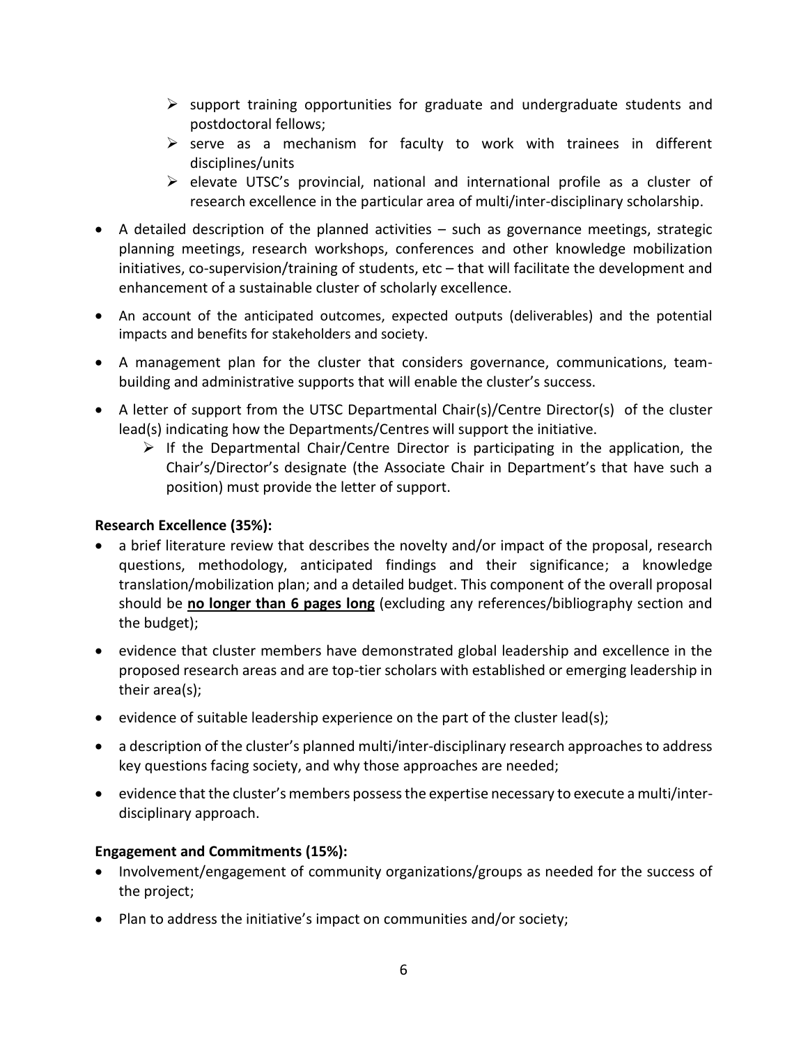- support training opportunities for graduate and undergraduate students and postdoctoral fellows;
   - serve as a mechanism for faculty to work with trainees in different disciplines/units
   - elevate UTSC's provincial, national and international profile as a cluster of research excellence in the particular area of multi/inter-disciplinary scholarship.

- A detailed description of the planned activities – such as governance meetings, strategic planning meetings, research workshops, conferences and other knowledge mobilization initiatives, co-supervision/training of students, etc – that will facilitate the development and enhancement of a sustainable cluster of scholarly excellence.
- An account of the anticipated outcomes, expected outputs (deliverables) and the potential impacts and benefits for stakeholders and society.
- A management plan for the cluster that considers governance, communications, team-building and administrative supports that will enable the cluster's success.
- A letter of support from the UTSC Departmental Chair(s)/Centre Director(s) of the cluster lead(s) indicating how the Departments/Centres will support the initiative.
   - If the Departmental Chair/Centre Director is participating in the application, the Chair's/Director's designate (the Associate Chair in Department's that have such a position) must provide the letter of support.

**Research Excellence (35%):**

- a brief literature review that describes the novelty and/or impact of the proposal, research questions, methodology, anticipated findings and their significance; a knowledge translation/mobilization plan; and a detailed budget. This component of the overall proposal should be **<u>no longer than 6 pages long</u>** (excluding any references/bibliography section and the budget);
- evidence that cluster members have demonstrated global leadership and excellence in the proposed research areas and are top-tier scholars with established or emerging leadership in their area(s);
- evidence of suitable leadership experience on the part of the cluster lead(s);
- a description of the cluster's planned multi/inter-disciplinary research approaches to address key questions facing society, and why those approaches are needed;
- evidence that the cluster's members possess the expertise necessary to execute a multi/inter-disciplinary approach.

**Engagement and Commitments (15%):**

- Involvement/engagement of community organizations/groups as needed for the success of the project;
- Plan to address the initiative's impact on communities and/or society;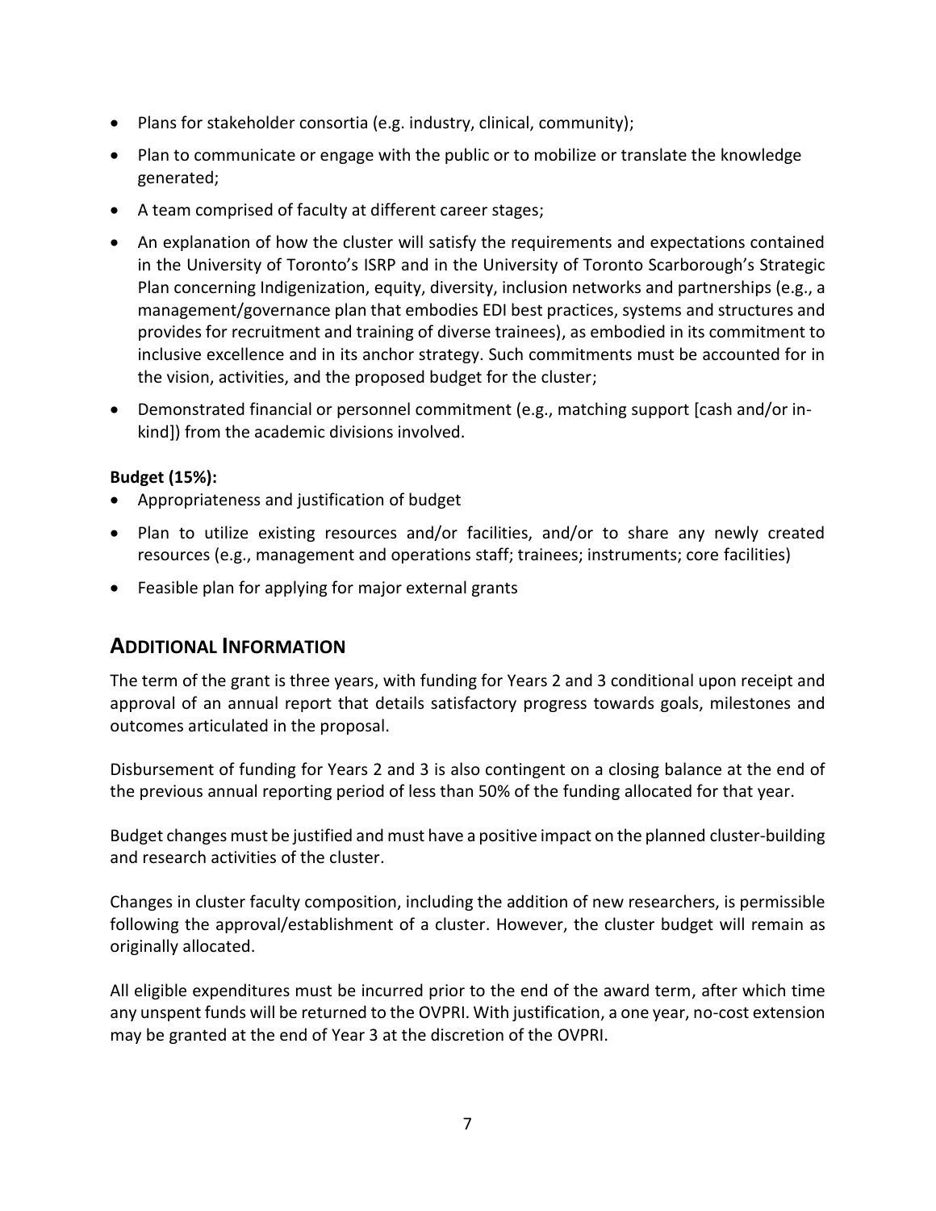- Plans for stakeholder consortia (e.g. industry, clinical, community);
- Plan to communicate or engage with the public or to mobilize or translate the knowledge generated;
- A team comprised of faculty at different career stages;
- An explanation of how the cluster will satisfy the requirements and expectations contained in the University of Toronto's ISRP and in the University of Toronto Scarborough's Strategic Plan concerning Indigenization, equity, diversity, inclusion networks and partnerships (e.g., a management/governance plan that embodies EDI best practices, systems and structures and provides for recruitment and training of diverse trainees), as embodied in its commitment to inclusive excellence and in its anchor strategy. Such commitments must be accounted for in the vision, activities, and the proposed budget for the cluster;
- Demonstrated financial or personnel commitment (e.g., matching support [cash and/or in-kind]) from the academic divisions involved.

**Budget (15%):**

- Appropriateness and justification of budget
- Plan to utilize existing resources and/or facilities, and/or to share any newly created resources (e.g., management and operations staff; trainees; instruments; core facilities)
- Feasible plan for applying for major external grants

## ADDITIONAL INFORMATION

The term of the grant is three years, with funding for Years 2 and 3 conditional upon receipt and approval of an annual report that details satisfactory progress towards goals, milestones and outcomes articulated in the proposal.

Disbursement of funding for Years 2 and 3 is also contingent on a closing balance at the end of the previous annual reporting period of less than 50% of the funding allocated for that year.

Budget changes must be justified and must have a positive impact on the planned cluster-building and research activities of the cluster.

Changes in cluster faculty composition, including the addition of new researchers, is permissible following the approval/establishment of a cluster. However, the cluster budget will remain as originally allocated.

All eligible expenditures must be incurred prior to the end of the award term, after which time any unspent funds will be returned to the OVPRI. With justification, a one year, no-cost extension may be granted at the end of Year 3 at the discretion of the OVPRI.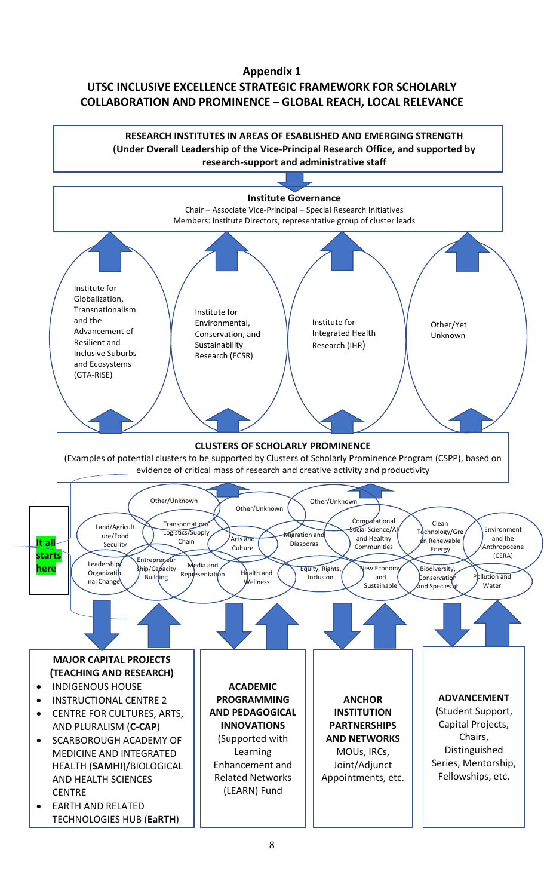## Appendix 1

## UTSC INCLUSIVE EXCELLENCE STRATEGIC FRAMEWORK FOR SCHOLARLY COLLABORATION AND PROMINENCE – GLOBAL REACH, LOCAL RELEVANCE

**RESEARCH INSTITUTES IN AREAS OF ESABLISHED AND EMERGING STRENGTH (Under Overall Leadership of the Vice-Principal Research Office, and supported by research-support and administrative staff**

**Institute Governance**

Chair – Associate Vice-Principal – Special Research Initiatives

Members: Institute Directors; representative group of cluster leads

Institute for Globalization, Transnationalism and the Advancement of Resilient and Inclusive Suburbs and Ecosystems (GTA-RISE)

Institute for Environmental, Conservation, and Sustainability Research (ECSR)

Institute for Integrated Health Research (IHR)

Other/Yet Unknown

**CLUSTERS OF SCHOLARLY PROMINENCE**

(Examples of potential clusters to be supported by Clusters of Scholarly Prominence Program (CSPP), based on evidence of critical mass of research and creative activity and productivity

It all starts here

Other/Unknown

Other/Unknown

Other/Unknown

Land/Agriculture/Food Security

Transportation/Logistics/Supply Chain

Arts and Culture

Migration and Diasporas

Computational Social Science/AI and Healthy Communities

Clean Technology/Green Renewable Energy

Environment and the Anthropocene (CERA)

Leadership/Organizational Change

Entrepreneurship/Capacity Building

Media and Representation

Health and Wellness

Equity, Rights, Inclusion

New Economy and Sustainable

Biodiversity, Conservation and Species at

Pollution and Water

**MAJOR CAPITAL PROJECTS (TEACHING AND RESEARCH)**

- INDIGENOUS HOUSE
- INSTRUCTIONAL CENTRE 2
- CENTRE FOR CULTURES, ARTS, AND PLURALISM (**C-CAP**)
- SCARBOROUGH ACADEMY OF MEDICINE AND INTEGRATED HEALTH (**SAMHI**)/BIOLOGICAL AND HEALTH SCIENCES CENTRE
- EARTH AND RELATED TECHNOLOGIES HUB (**EaRTH**)

**ACADEMIC PROGRAMMING AND PEDAGOGICAL INNOVATIONS**

(Supported with Learning Enhancement and Related Networks (LEARN) Fund

**ANCHOR INSTITUTION PARTNERSHIPS AND NETWORKS**

MOUs, IRCs, Joint/Adjunct Appointments, etc.

**ADVANCEMENT**

**(**Student Support, Capital Projects, Chairs, Distinguished Series, Mentorship, Fellowships, etc.